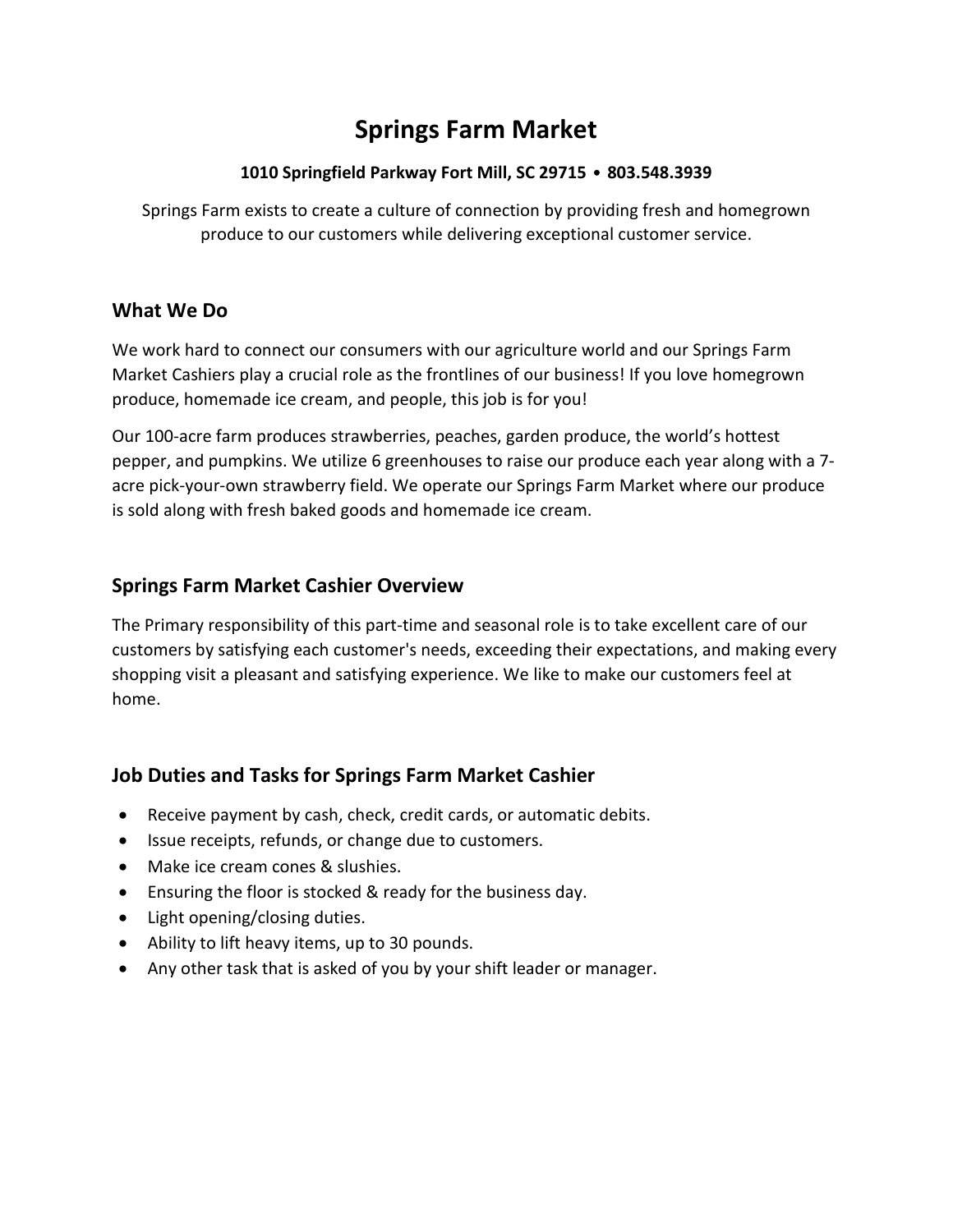# Springs Farm Market

**1010 Springfield Parkway Fort Mill, SC 29715 • 803.548.3939**

Springs Farm exists to create a culture of connection by providing fresh and homegrown produce to our customers while delivering exceptional customer service.

## What We Do

We work hard to connect our consumers with our agriculture world and our Springs Farm Market Cashiers play a crucial role as the frontlines of our business! If you love homegrown produce, homemade ice cream, and people, this job is for you!

Our 100-acre farm produces strawberries, peaches, garden produce, the world's hottest pepper, and pumpkins. We utilize 6 greenhouses to raise our produce each year along with a 7-acre pick-your-own strawberry field. We operate our Springs Farm Market where our produce is sold along with fresh baked goods and homemade ice cream.

## Springs Farm Market Cashier Overview

The Primary responsibility of this part-time and seasonal role is to take excellent care of our customers by satisfying each customer's needs, exceeding their expectations, and making every shopping visit a pleasant and satisfying experience. We like to make our customers feel at home.

## Job Duties and Tasks for Springs Farm Market Cashier

- Receive payment by cash, check, credit cards, or automatic debits.
- Issue receipts, refunds, or change due to customers.
- Make ice cream cones & slushies.
- Ensuring the floor is stocked & ready for the business day.
- Light opening/closing duties.
- Ability to lift heavy items, up to 30 pounds.
- Any other task that is asked of you by your shift leader or manager.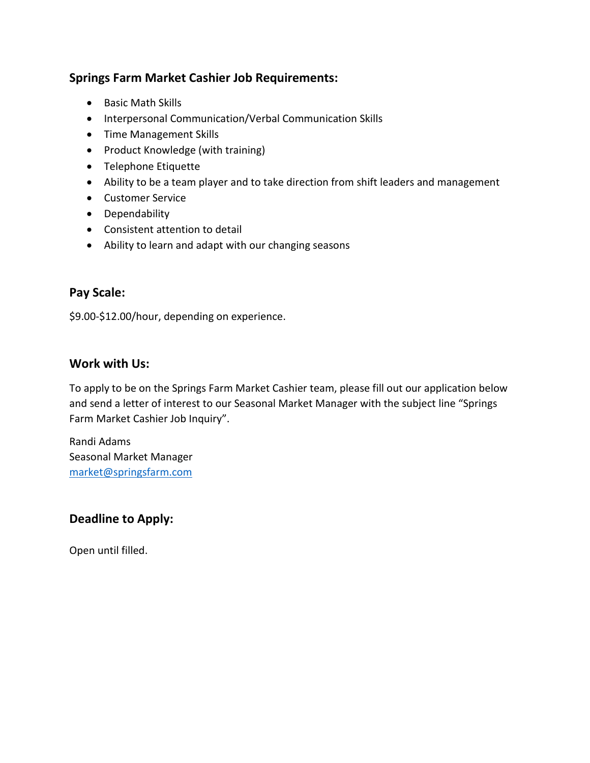## Springs Farm Market Cashier Job Requirements:

- Basic Math Skills
- Interpersonal Communication/Verbal Communication Skills
- Time Management Skills
- Product Knowledge (with training)
- Telephone Etiquette
- Ability to be a team player and to take direction from shift leaders and management
- Customer Service
- Dependability
- Consistent attention to detail
- Ability to learn and adapt with our changing seasons

## Pay Scale:

$9.00-$12.00/hour, depending on experience.

## Work with Us:

To apply to be on the Springs Farm Market Cashier team, please fill out our application below and send a letter of interest to our Seasonal Market Manager with the subject line "Springs Farm Market Cashier Job Inquiry".

Randi Adams
Seasonal Market Manager
[market@springsfarm.com](mailto:market@springsfarm.com)

## Deadline to Apply:

Open until filled.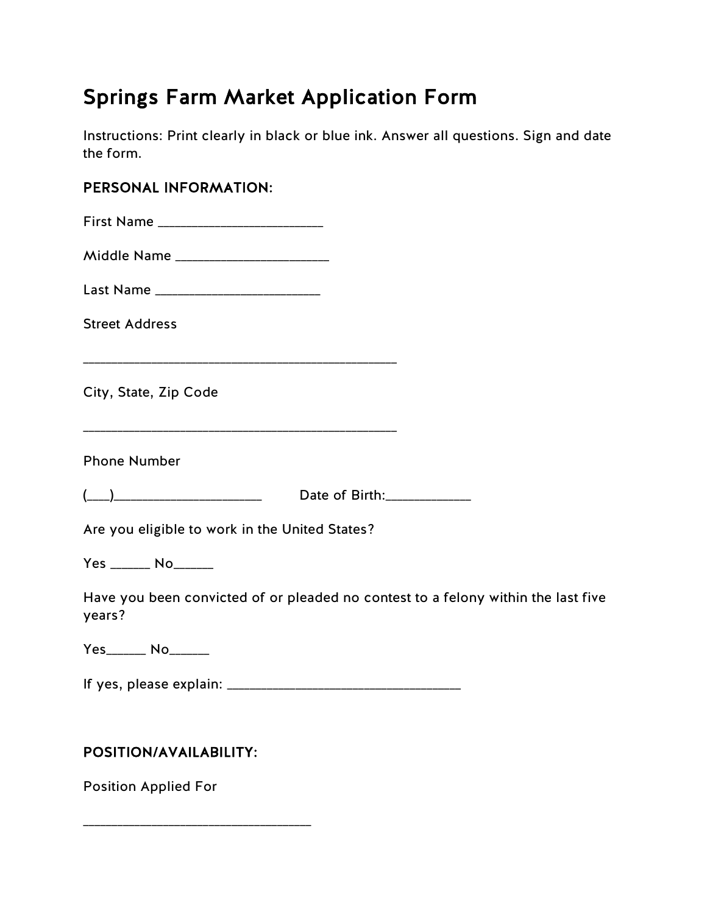# Springs Farm Market Application Form

Instructions: Print clearly in black or blue ink. Answer all questions. Sign and date the form.

**PERSONAL INFORMATION:**

First Name _______________________

Middle Name _____________________

Last Name _______________________

Street Address

____________________________________________

City, State, Zip Code

____________________________________________

Phone Number

(___)_____________________ Date of Birth:____________

Are you eligible to work in the United States?

Yes ______ No______

Have you been convicted of or pleaded no contest to a felony within the last five years?

Yes______ No______

If yes, please explain: ________________________________

**POSITION/AVAILABILITY:**

Position Applied For

________________________________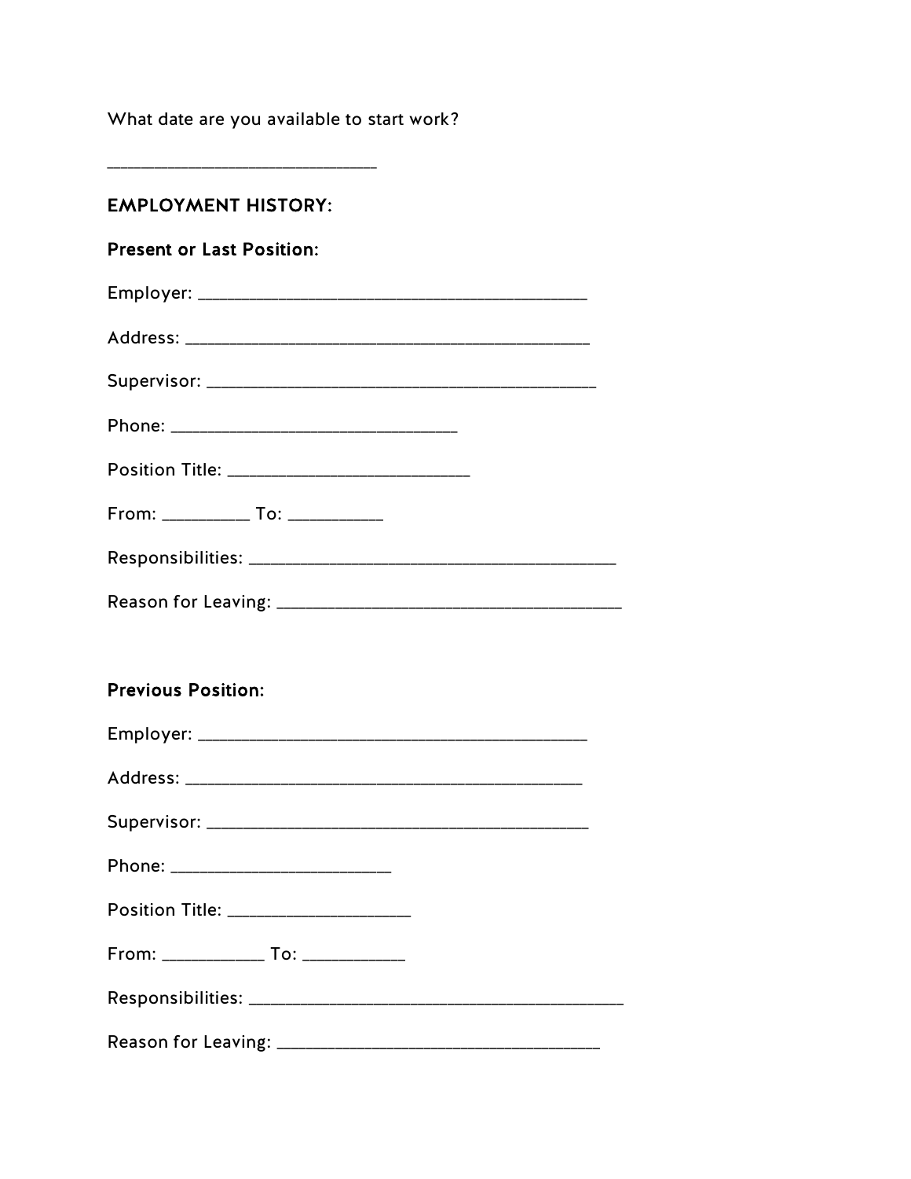What date are you available to start work?

______________________________

**EMPLOYMENT HISTORY:**

**Present or Last Position:**

Employer: ____________________________________________

Address: ______________________________________________

Supervisor: ____________________________________________

Phone: ________________________________

Position Title: __________________________

From: _________ To: __________

Responsibilities: _________________________________________

Reason for Leaving: ______________________________________

**Previous Position:**

Employer: ____________________________________________

Address: _____________________________________________

Supervisor: ___________________________________________

Phone: ________________________

Position Title: ___________________

From: ___________ To: ___________

Responsibilities: __________________________________________

Reason for Leaving: ___________________________________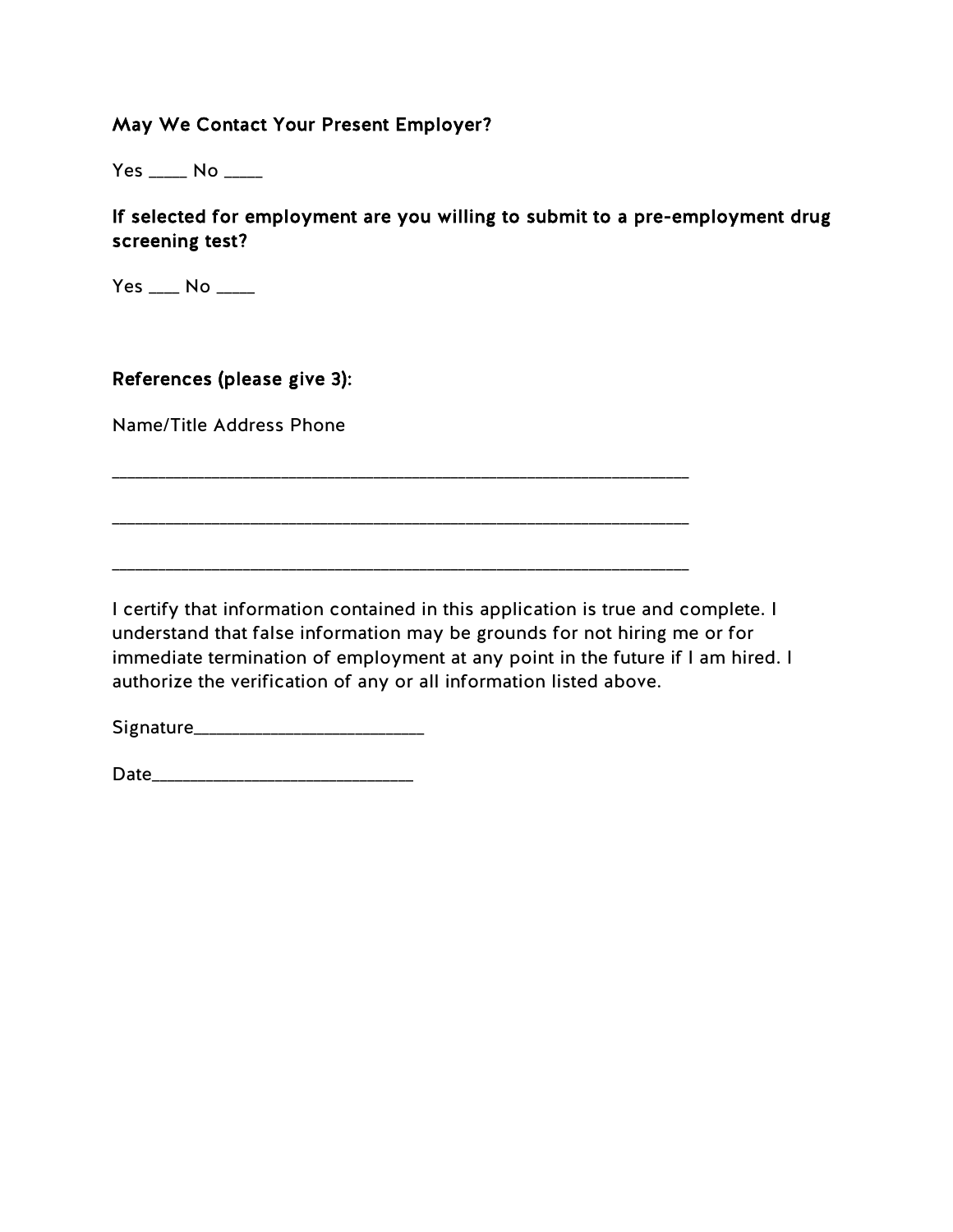**May We Contact Your Present Employer?**

Yes ____ No ____

**If selected for employment are you willing to submit to a pre-employment drug screening test?**

Yes ___ No ____

**References (please give 3):**

Name/Title Address Phone

_______________________________________________________________

_______________________________________________________________

_______________________________________________________________

I certify that information contained in this application is true and complete. I understand that false information may be grounds for not hiring me or for immediate termination of employment at any point in the future if I am hired. I authorize the verification of any or all information listed above.

Signature________________________

Date___________________________